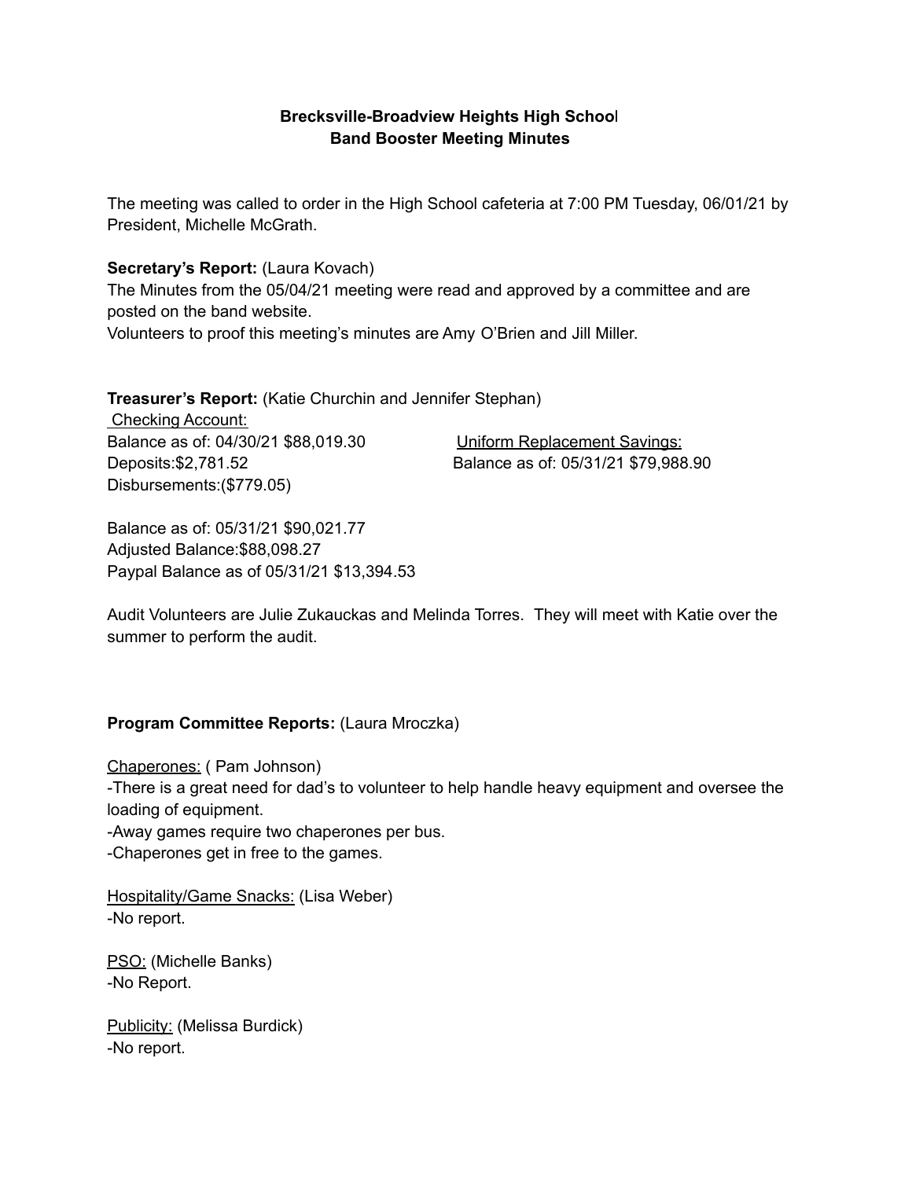**Brecksville-Broadview Heights High School**
**Band Booster Meeting Minutes**

The meeting was called to order in the High School cafeteria at 7:00 PM Tuesday, 06/01/21 by President, Michelle McGrath.

**Secretary's Report:** (Laura Kovach)
The Minutes from the 05/04/21 meeting were read and approved by a committee and are posted on the band website.
Volunteers to proof this meeting's minutes are Amy O'Brien and Jill Miller.

**Treasurer's Report:** (Katie Churchin and Jennifer Stephan)

Checking Account:
Balance as of: 04/30/21 $88,019.30
Deposits:$2,781.52
Disbursements:($779.05)

Uniform Replacement Savings:
Balance as of: 05/31/21 $79,988.90

Balance as of: 05/31/21 $90,021.77
Adjusted Balance:$88,098.27
Paypal Balance as of 05/31/21 $13,394.53

Audit Volunteers are Julie Zukauckas and Melinda Torres. They will meet with Katie over the summer to perform the audit.

**Program Committee Reports:** (Laura Mroczka)

Chaperones: ( Pam Johnson)
-There is a great need for dad's to volunteer to help handle heavy equipment and oversee the loading of equipment.
-Away games require two chaperones per bus.
-Chaperones get in free to the games.

Hospitality/Game Snacks: (Lisa Weber)
-No report.

PSO: (Michelle Banks)
-No Report.

Publicity: (Melissa Burdick)
-No report.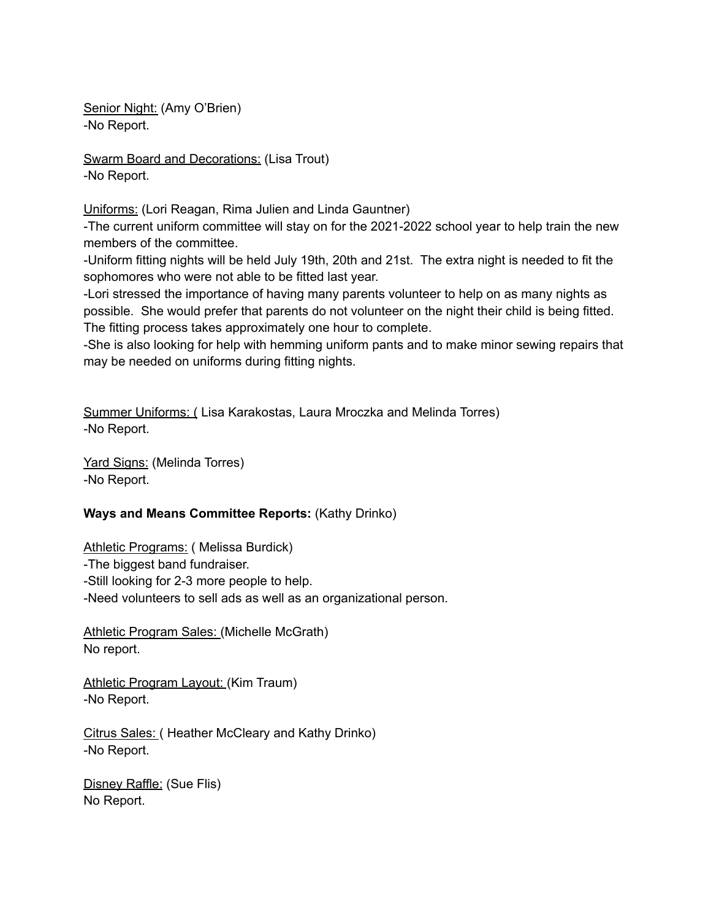Senior Night: (Amy O'Brien)
-No Report.

Swarm Board and Decorations: (Lisa Trout)
-No Report.

Uniforms: (Lori Reagan, Rima Julien and Linda Gauntner)
-The current uniform committee will stay on for the 2021-2022 school year to help train the new members of the committee.
-Uniform fitting nights will be held July 19th, 20th and 21st. The extra night is needed to fit the sophomores who were not able to be fitted last year.
-Lori stressed the importance of having many parents volunteer to help on as many nights as possible. She would prefer that parents do not volunteer on the night their child is being fitted. The fitting process takes approximately one hour to complete.
-She is also looking for help with hemming uniform pants and to make minor sewing repairs that may be needed on uniforms during fitting nights.

Summer Uniforms: ( Lisa Karakostas, Laura Mroczka and Melinda Torres)
-No Report.

Yard Signs: (Melinda Torres)
-No Report.

**Ways and Means Committee Reports:** (Kathy Drinko)

Athletic Programs: ( Melissa Burdick)
-The biggest band fundraiser.
-Still looking for 2-3 more people to help.
-Need volunteers to sell ads as well as an organizational person.

Athletic Program Sales: (Michelle McGrath)
No report.

Athletic Program Layout: (Kim Traum)
-No Report.

Citrus Sales: ( Heather McCleary and Kathy Drinko)
-No Report.

Disney Raffle: (Sue Flis)
No Report.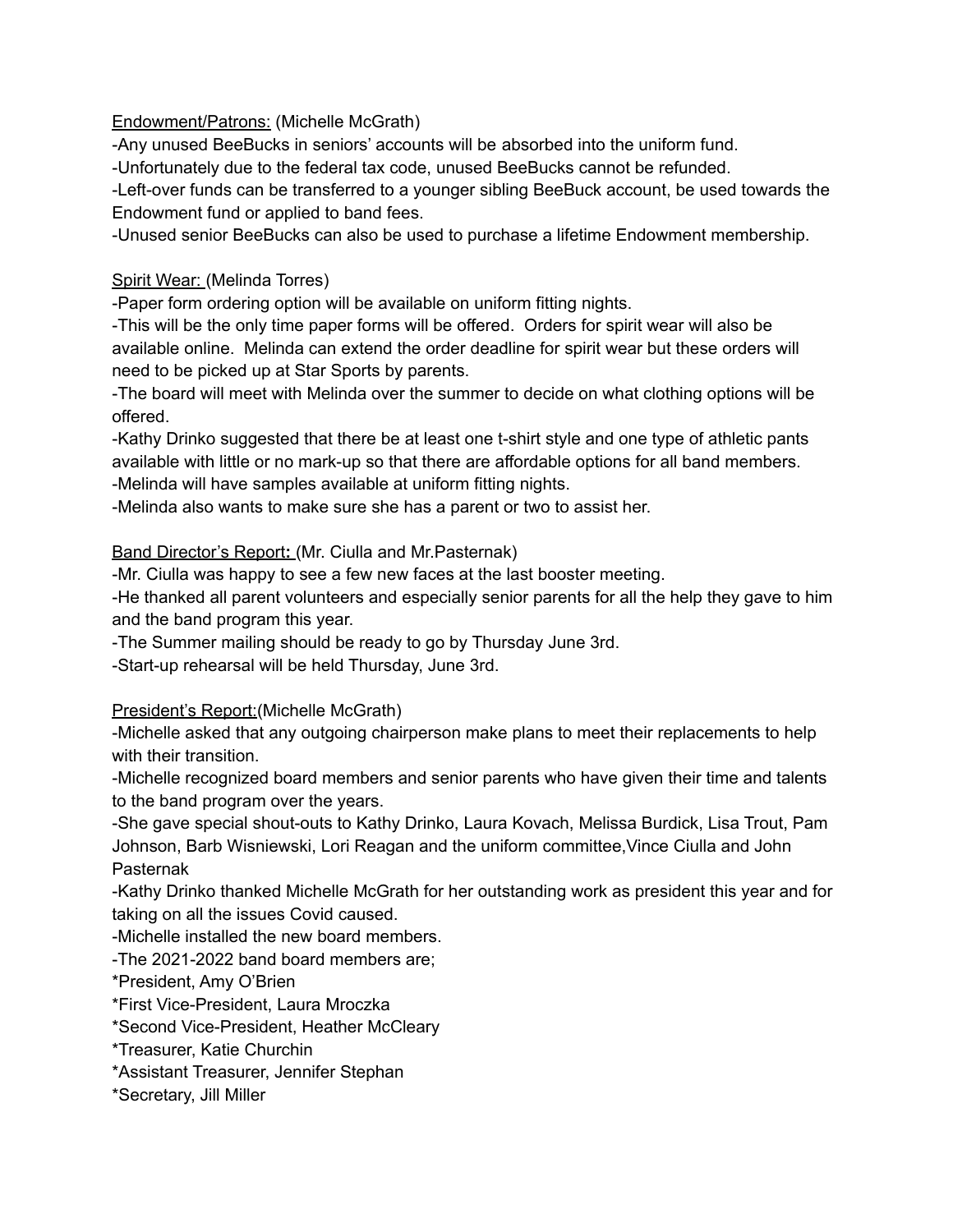<u>Endowment/Patrons:</u> (Michelle McGrath)

-Any unused BeeBucks in seniors' accounts will be absorbed into the uniform fund.

-Unfortunately due to the federal tax code, unused BeeBucks cannot be refunded.

-Left-over funds can be transferred to a younger sibling BeeBuck account, be used towards the Endowment fund or applied to band fees.

-Unused senior BeeBucks can also be used to purchase a lifetime Endowment membership.

<u>Spirit Wear:</u> (Melinda Torres)

-Paper form ordering option will be available on uniform fitting nights.

-This will be the only time paper forms will be offered. Orders for spirit wear will also be available online. Melinda can extend the order deadline for spirit wear but these orders will need to be picked up at Star Sports by parents.

-The board will meet with Melinda over the summer to decide on what clothing options will be offered.

-Kathy Drinko suggested that there be at least one t-shirt style and one type of athletic pants available with little or no mark-up so that there are affordable options for all band members.

-Melinda will have samples available at uniform fitting nights.

-Melinda also wants to make sure she has a parent or two to assist her.

<u>Band Director's Report</u>**:** (Mr. Ciulla and Mr.Pasternak)

-Mr. Ciulla was happy to see a few new faces at the last booster meeting.

-He thanked all parent volunteers and especially senior parents for all the help they gave to him and the band program this year.

-The Summer mailing should be ready to go by Thursday June 3rd.

-Start-up rehearsal will be held Thursday, June 3rd.

<u>President's Report:</u>(Michelle McGrath)

-Michelle asked that any outgoing chairperson make plans to meet their replacements to help with their transition.

-Michelle recognized board members and senior parents who have given their time and talents to the band program over the years.

-She gave special shout-outs to Kathy Drinko, Laura Kovach, Melissa Burdick, Lisa Trout, Pam Johnson, Barb Wisniewski, Lori Reagan and the uniform committee,Vince Ciulla and John Pasternak

-Kathy Drinko thanked Michelle McGrath for her outstanding work as president this year and for taking on all the issues Covid caused.

-Michelle installed the new board members.

-The 2021-2022 band board members are;

*President, Amy O'Brien

*First Vice-President, Laura Mroczka

*Second Vice-President, Heather McCleary

*Treasurer, Katie Churchin

*Assistant Treasurer, Jennifer Stephan

*Secretary, Jill Miller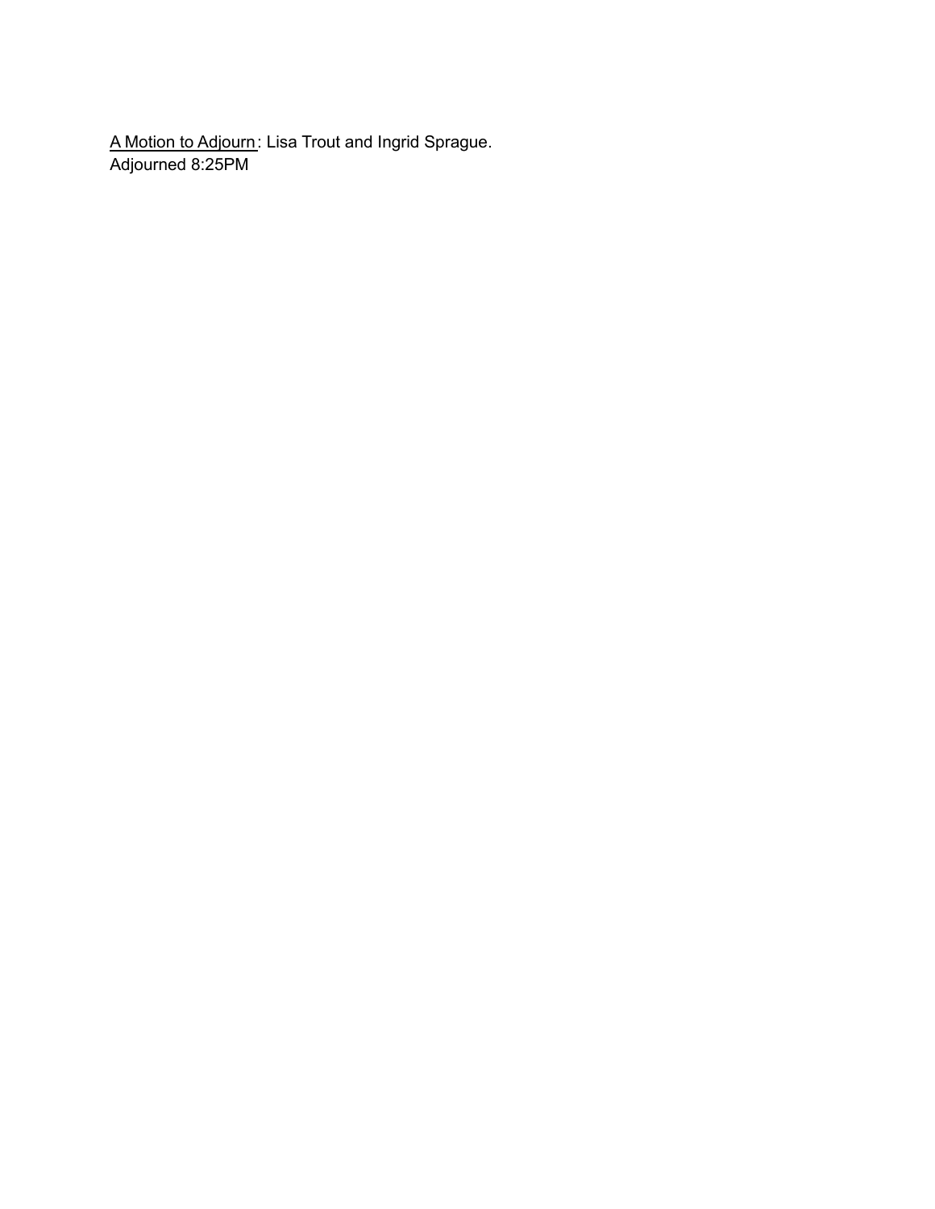<u>A Motion to Adjourn</u>: Lisa Trout and Ingrid Sprague.
Adjourned 8:25PM